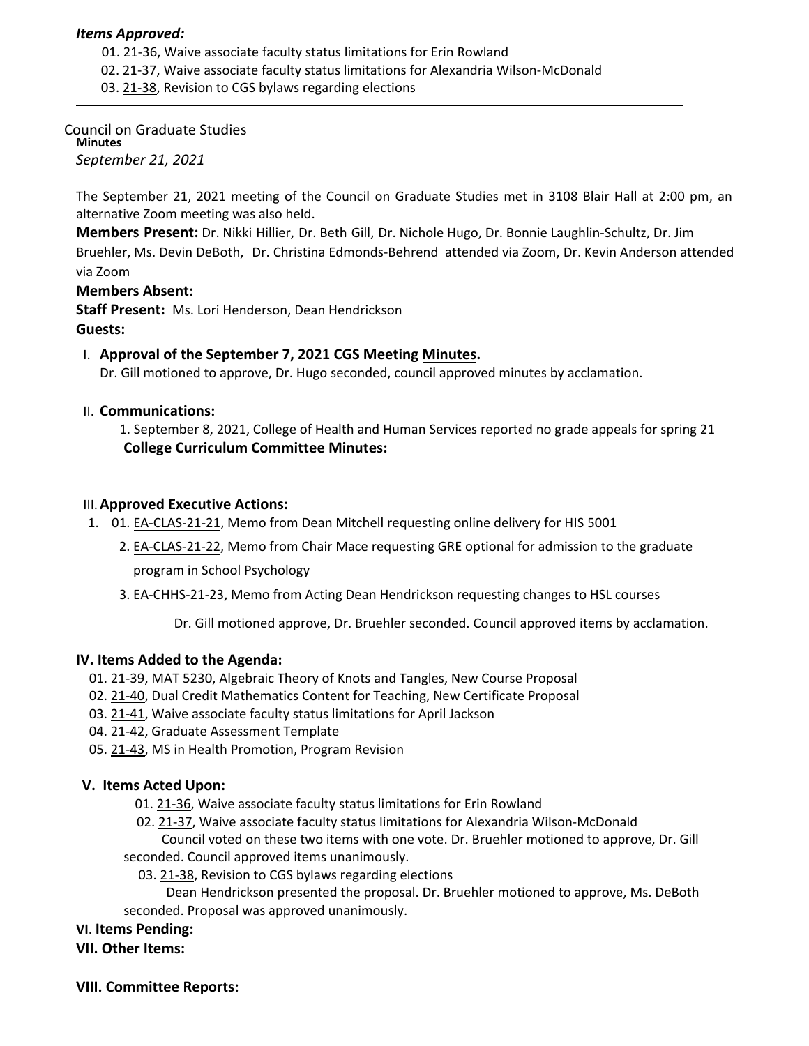***Items Approved:***

01. 21-36, Waive associate faculty status limitations for Erin Rowland
02. 21-37, Waive associate faculty status limitations for Alexandria Wilson-McDonald
03. 21-38, Revision to CGS bylaws regarding elections

---

Council on Graduate Studies
**Minutes**
*September 21, 2021*

The September 21, 2021 meeting of the Council on Graduate Studies met in 3108 Blair Hall at 2:00 pm, an alternative Zoom meeting was also held.

**Members Present:** Dr. Nikki Hillier, Dr. Beth Gill, Dr. Nichole Hugo, Dr. Bonnie Laughlin-Schultz, Dr. Jim Bruehler, Ms. Devin DeBoth, Dr. Christina Edmonds-Behrend attended via Zoom, Dr. Kevin Anderson attended via Zoom

**Members Absent:**

**Staff Present:** Ms. Lori Henderson, Dean Hendrickson

**Guests:**

I. **Approval of the September 7, 2021 CGS Meeting Minutes.**
Dr. Gill motioned to approve, Dr. Hugo seconded, council approved minutes by acclamation.

II. **Communications:**
1. September 8, 2021, College of Health and Human Services reported no grade appeals for spring 21

**College Curriculum Committee Minutes:**

III. **Approved Executive Actions:**

1. 01. EA-CLAS-21-21, Memo from Dean Mitchell requesting online delivery for HIS 5001
2. EA-CLAS-21-22, Memo from Chair Mace requesting GRE optional for admission to the graduate program in School Psychology
3. EA-CHHS-21-23, Memo from Acting Dean Hendrickson requesting changes to HSL courses

Dr. Gill motioned approve, Dr. Bruehler seconded. Council approved items by acclamation.

**IV. Items Added to the Agenda:**

01. 21-39, MAT 5230, Algebraic Theory of Knots and Tangles, New Course Proposal
02. 21-40, Dual Credit Mathematics Content for Teaching, New Certificate Proposal
03. 21-41, Waive associate faculty status limitations for April Jackson
04. 21-42, Graduate Assessment Template
05. 21-43, MS in Health Promotion, Program Revision

**V. Items Acted Upon:**

01. 21-36, Waive associate faculty status limitations for Erin Rowland
02. 21-37, Waive associate faculty status limitations for Alexandria Wilson-McDonald

Council voted on these two items with one vote. Dr. Bruehler motioned to approve, Dr. Gill seconded. Council approved items unanimously.

03. 21-38, Revision to CGS bylaws regarding elections

Dean Hendrickson presented the proposal. Dr. Bruehler motioned to approve, Ms. DeBoth seconded. Proposal was approved unanimously.

**VI. Items Pending:**

**VII. Other Items:**

**VIII. Committee Reports:**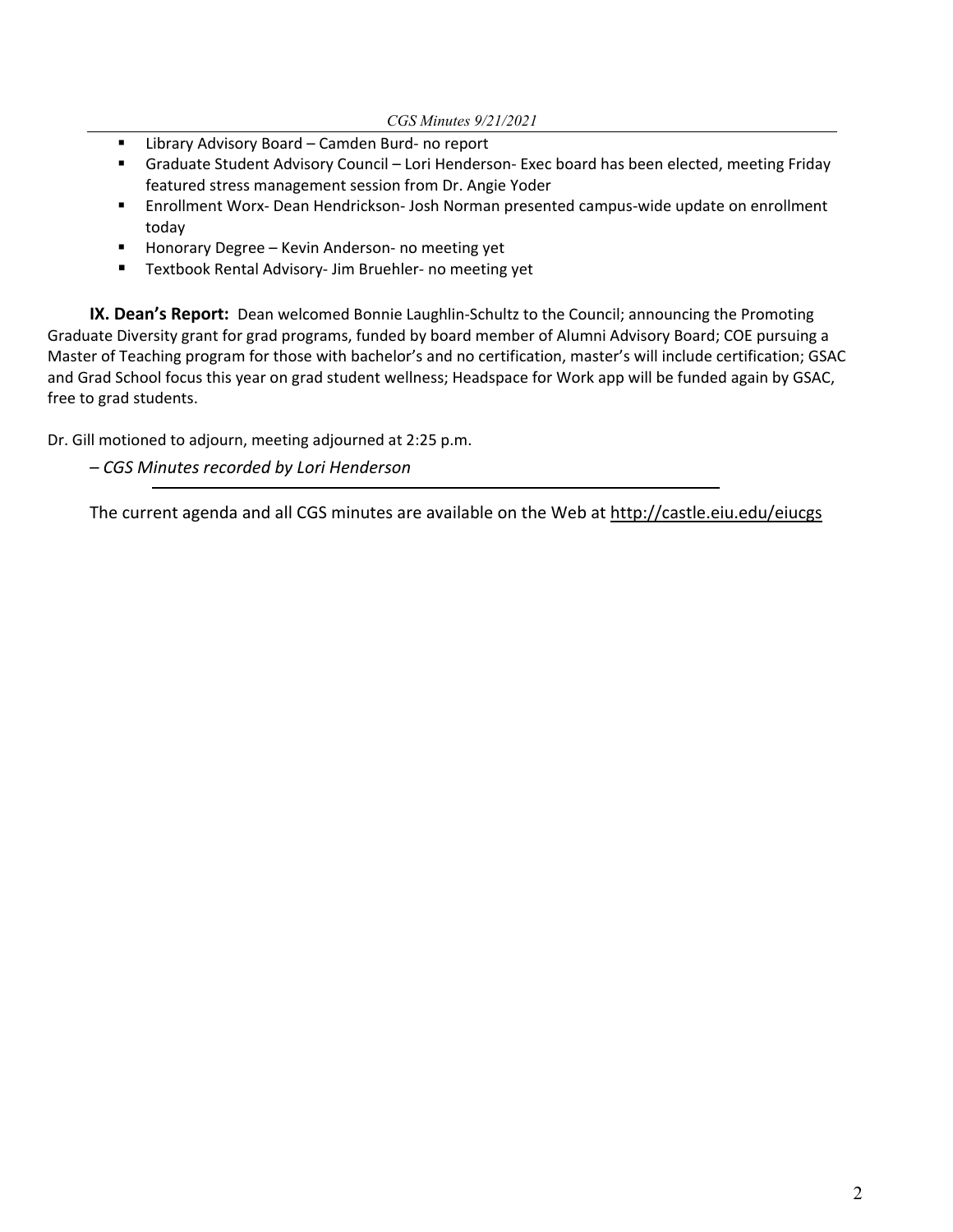- Library Advisory Board – Camden Burd- no report
- Graduate Student Advisory Council – Lori Henderson- Exec board has been elected, meeting Friday featured stress management session from Dr. Angie Yoder
- Enrollment Worx- Dean Hendrickson- Josh Norman presented campus-wide update on enrollment today
- Honorary Degree – Kevin Anderson- no meeting yet
- Textbook Rental Advisory- Jim Bruehler- no meeting yet

**IX. Dean's Report:** Dean welcomed Bonnie Laughlin-Schultz to the Council; announcing the Promoting Graduate Diversity grant for grad programs, funded by board member of Alumni Advisory Board; COE pursuing a Master of Teaching program for those with bachelor's and no certification, master's will include certification; GSAC and Grad School focus this year on grad student wellness; Headspace for Work app will be funded again by GSAC, free to grad students.

Dr. Gill motioned to adjourn, meeting adjourned at 2:25 p.m.

*– CGS Minutes recorded by Lori Henderson*

---

The current agenda and all CGS minutes are available on the Web at http://castle.eiu.edu/eiucgs